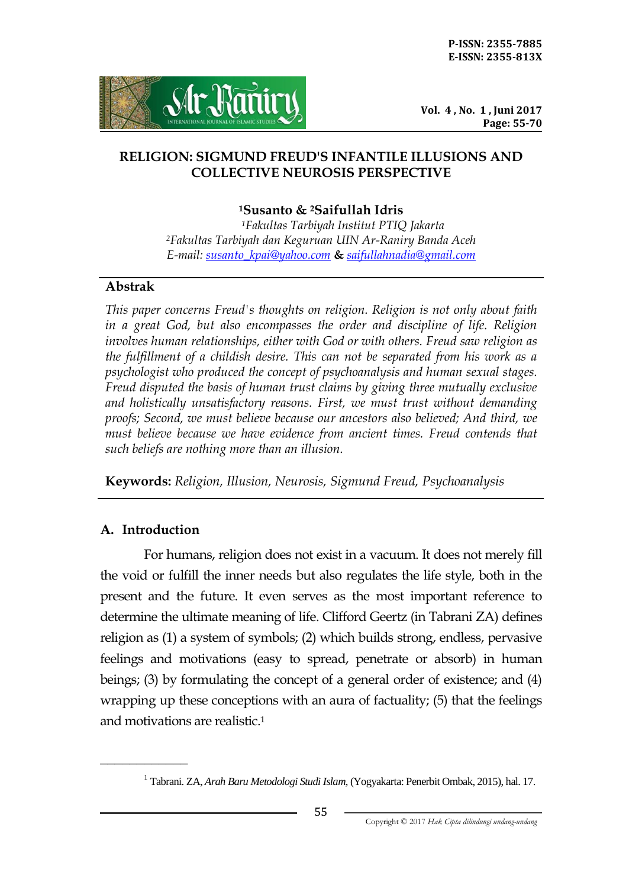# RELIGION: SIGMUND FREUD'S INFANTILE ILLUSIONS AND COLLECTIVE NEUROSIS PERSPECTIVE

**[1]Susanto & [2]Saifullah Idris**

*[1]Fakultas Tarbiyah Institut PTIQ Jakarta*
*[2]Fakultas Tarbiyah dan Keguruan UIN Ar-Raniry Banda Aceh*
*E-mail: susanto_kpai@yahoo.com* **&** *saifullahnadia@gmail.com*

## Abstrak

*This paper concerns Freud's thoughts on religion. Religion is not only about faith in a great God, but also encompasses the order and discipline of life. Religion involves human relationships, either with God or with others. Freud saw religion as the fulfillment of a childish desire. This can not be separated from his work as a psychologist who produced the concept of psychoanalysis and human sexual stages. Freud disputed the basis of human trust claims by giving three mutually exclusive and holistically unsatisfactory reasons. First, we must trust without demanding proofs; Second, we must believe because our ancestors also believed; And third, we must believe because we have evidence from ancient times. Freud contends that such beliefs are nothing more than an illusion.*

**Keywords:** *Religion, Illusion, Neurosis, Sigmund Freud, Psychoanalysis*

## A. Introduction

For humans, religion does not exist in a vacuum. It does not merely fill the void or fulfill the inner needs but also regulates the life style, both in the present and the future. It even serves as the most important reference to determine the ultimate meaning of life. Clifford Geertz (in Tabrani ZA) defines religion as (1) a system of symbols; (2) which builds strong, endless, pervasive feelings and motivations (easy to spread, penetrate or absorb) in human beings; (3) by formulating the concept of a general order of existence; and (4) wrapping up these conceptions with an aura of factuality; (5) that the feelings and motivations are realistic.[1]

---

[1] Tabrani. ZA, *Arah Baru Metodologi Studi Islam*, (Yogyakarta: Penerbit Ombak, 2015), hal. 17.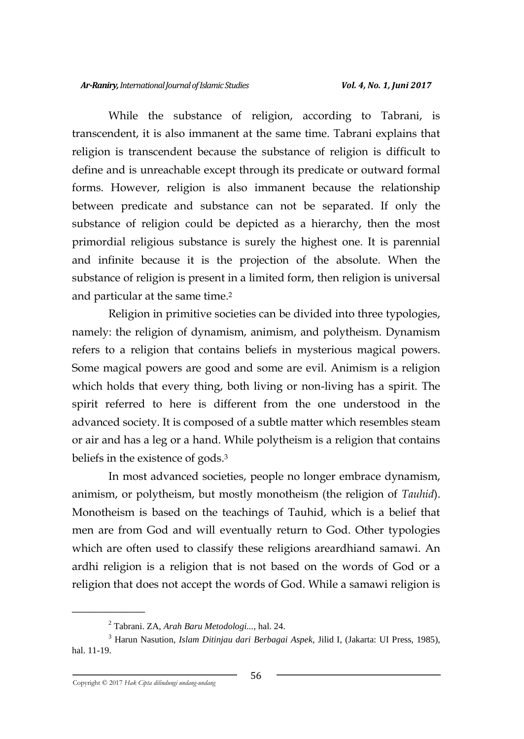While the substance of religion, according to Tabrani, is transcendent, it is also immanent at the same time. Tabrani explains that religion is transcendent because the substance of religion is difficult to define and is unreachable except through its predicate or outward formal forms. However, religion is also immanent because the relationship between predicate and substance can not be separated. If only the substance of religion could be depicted as a hierarchy, then the most primordial religious substance is surely the highest one. It is parennial and infinite because it is the projection of the absolute. When the substance of religion is present in a limited form, then religion is universal and particular at the same time.[2]

Religion in primitive societies can be divided into three typologies, namely: the religion of dynamism, animism, and polytheism. Dynamism refers to a religion that contains beliefs in mysterious magical powers. Some magical powers are good and some are evil. Animism is a religion which holds that every thing, both living or non-living has a spirit. The spirit referred to here is different from the one understood in the advanced society. It is composed of a subtle matter which resembles steam or air and has a leg or a hand. While polytheism is a religion that contains beliefs in the existence of gods.[3]

In most advanced societies, people no longer embrace dynamism, animism, or polytheism, but mostly monotheism (the religion of *Tauhid*). Monotheism is based on the teachings of Tauhid, which is a belief that men are from God and will eventually return to God. Other typologies which are often used to classify these religions areardhiand samawi. An ardhi religion is a religion that is not based on the words of God or a religion that does not accept the words of God. While a samawi religion is

---

[2] Tabrani. ZA, *Arah Baru Metodologi...*, hal. 24.

[3] Harun Nasution, *Islam Ditinjau dari Berbagai Aspek*, Jilid I, (Jakarta: UI Press, 1985), hal. 11-19.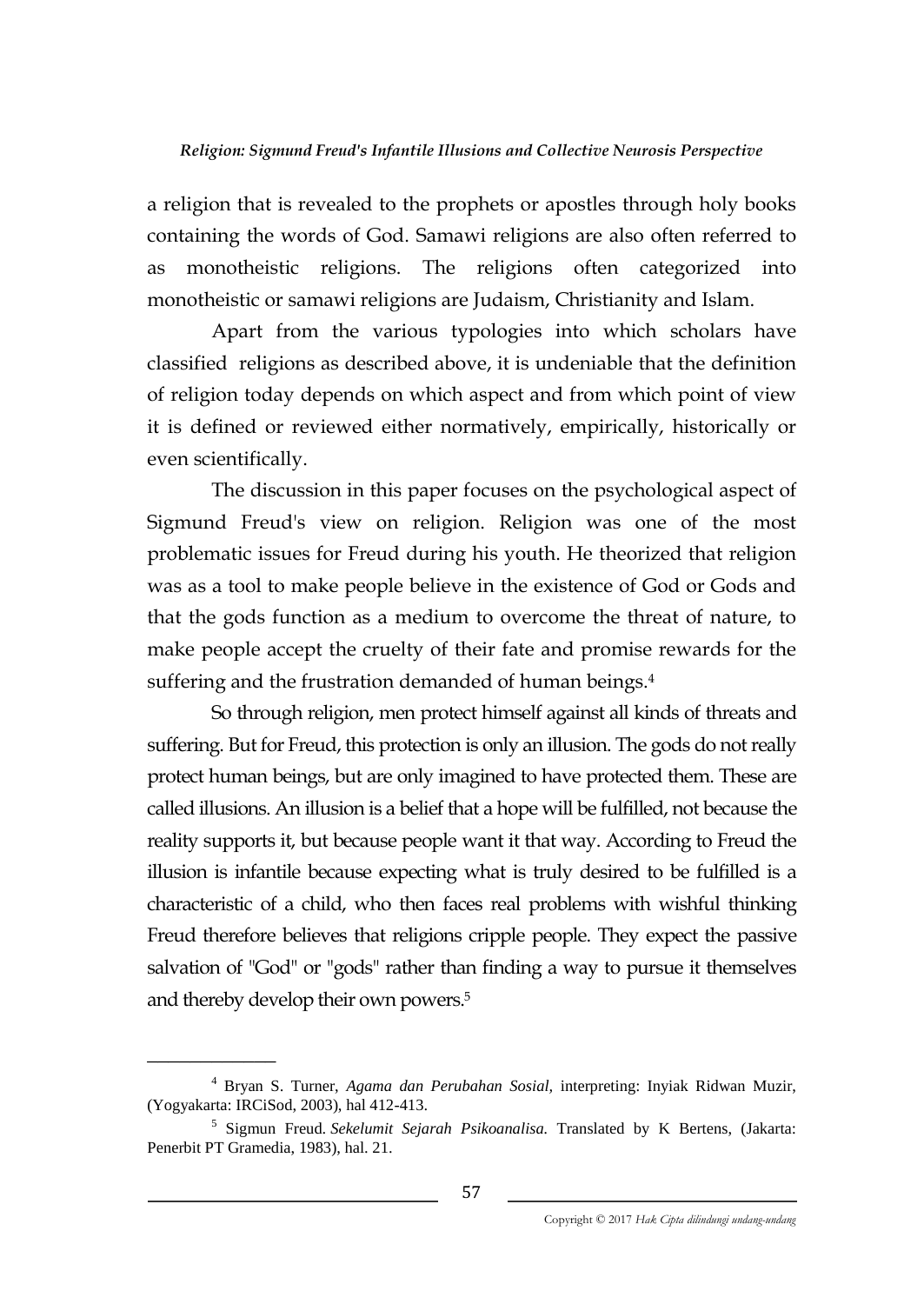a religion that is revealed to the prophets or apostles through holy books containing the words of God. Samawi religions are also often referred to as monotheistic religions. The religions often categorized into monotheistic or samawi religions are Judaism, Christianity and Islam.

Apart from the various typologies into which scholars have classified religions as described above, it is undeniable that the definition of religion today depends on which aspect and from which point of view it is defined or reviewed either normatively, empirically, historically or even scientifically.

The discussion in this paper focuses on the psychological aspect of Sigmund Freud's view on religion. Religion was one of the most problematic issues for Freud during his youth. He theorized that religion was as a tool to make people believe in the existence of God or Gods and that the gods function as a medium to overcome the threat of nature, to make people accept the cruelty of their fate and promise rewards for the suffering and the frustration demanded of human beings.[4]

So through religion, men protect himself against all kinds of threats and suffering. But for Freud, this protection is only an illusion. The gods do not really protect human beings, but are only imagined to have protected them. These are called illusions. An illusion is a belief that a hope will be fulfilled, not because the reality supports it, but because people want it that way. According to Freud the illusion is infantile because expecting what is truly desired to be fulfilled is a characteristic of a child, who then faces real problems with wishful thinking Freud therefore believes that religions cripple people. They expect the passive salvation of "God" or "gods" rather than finding a way to pursue it themselves and thereby develop their own powers.[5]

---

[4] Bryan S. Turner, *Agama dan Perubahan Sosial*, interpreting: Inyiak Ridwan Muzir, (Yogyakarta: IRCiSod, 2003), hal 412-413.

[5] Sigmun Freud. *Sekelumit Sejarah Psikoanalisa.* Translated by K Bertens, (Jakarta: Penerbit PT Gramedia, 1983), hal. 21.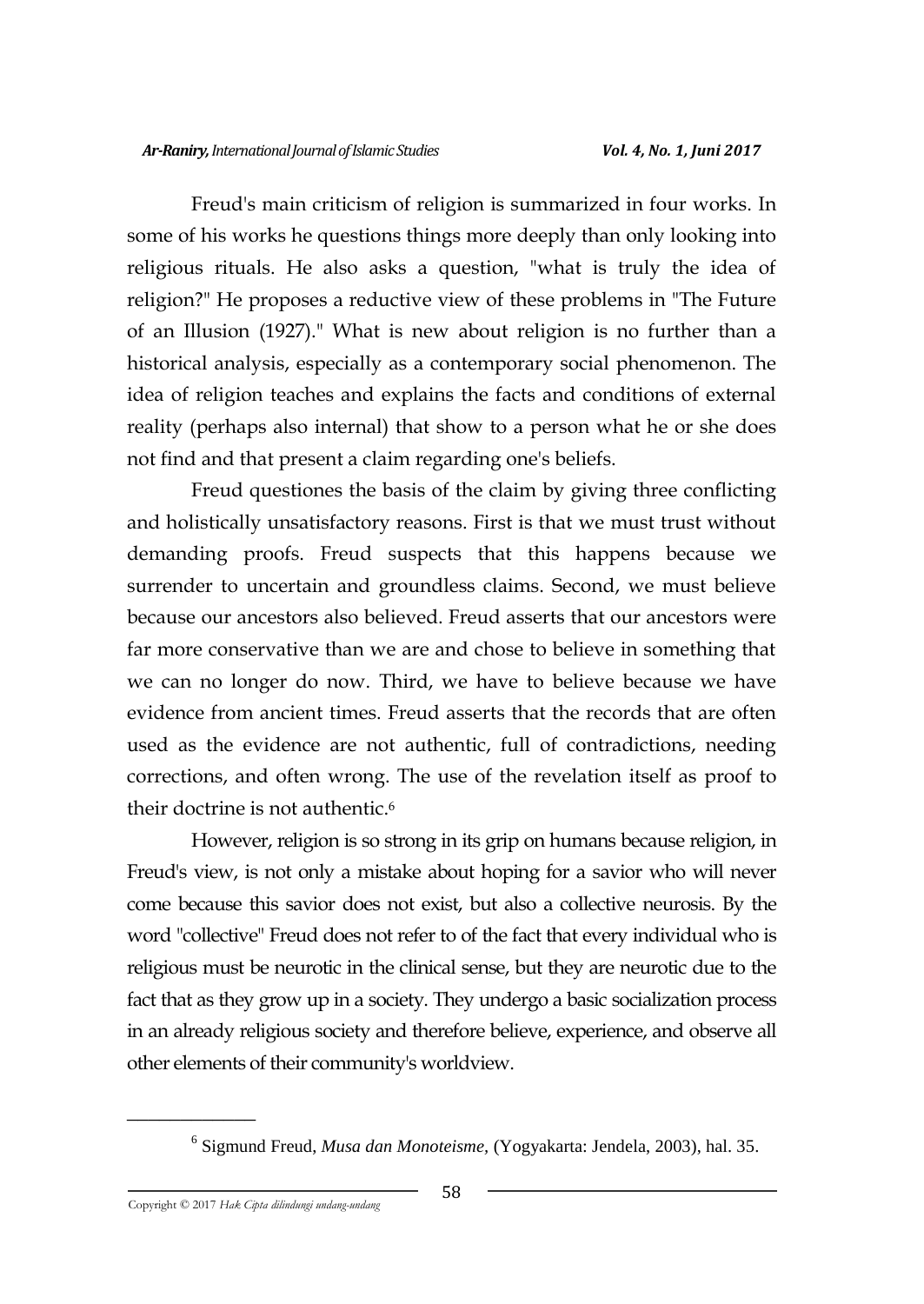Freud's main criticism of religion is summarized in four works. In some of his works he questions things more deeply than only looking into religious rituals. He also asks a question, "what is truly the idea of religion?" He proposes a reductive view of these problems in "The Future of an Illusion (1927)." What is new about religion is no further than a historical analysis, especially as a contemporary social phenomenon. The idea of religion teaches and explains the facts and conditions of external reality (perhaps also internal) that show to a person what he or she does not find and that present a claim regarding one's beliefs.

Freud questiones the basis of the claim by giving three conflicting and holistically unsatisfactory reasons. First is that we must trust without demanding proofs. Freud suspects that this happens because we surrender to uncertain and groundless claims. Second, we must believe because our ancestors also believed. Freud asserts that our ancestors were far more conservative than we are and chose to believe in something that we can no longer do now. Third, we have to believe because we have evidence from ancient times. Freud asserts that the records that are often used as the evidence are not authentic, full of contradictions, needing corrections, and often wrong. The use of the revelation itself as proof to their doctrine is not authentic.[6]

However, religion is so strong in its grip on humans because religion, in Freud's view, is not only a mistake about hoping for a savior who will never come because this savior does not exist, but also a collective neurosis. By the word "collective" Freud does not refer to of the fact that every individual who is religious must be neurotic in the clinical sense, but they are neurotic due to the fact that as they grow up in a society. They undergo a basic socialization process in an already religious society and therefore believe, experience, and observe all other elements of their community's worldview.

---

[6] Sigmund Freud, *Musa dan Monoteisme*, (Yogyakarta: Jendela, 2003), hal. 35.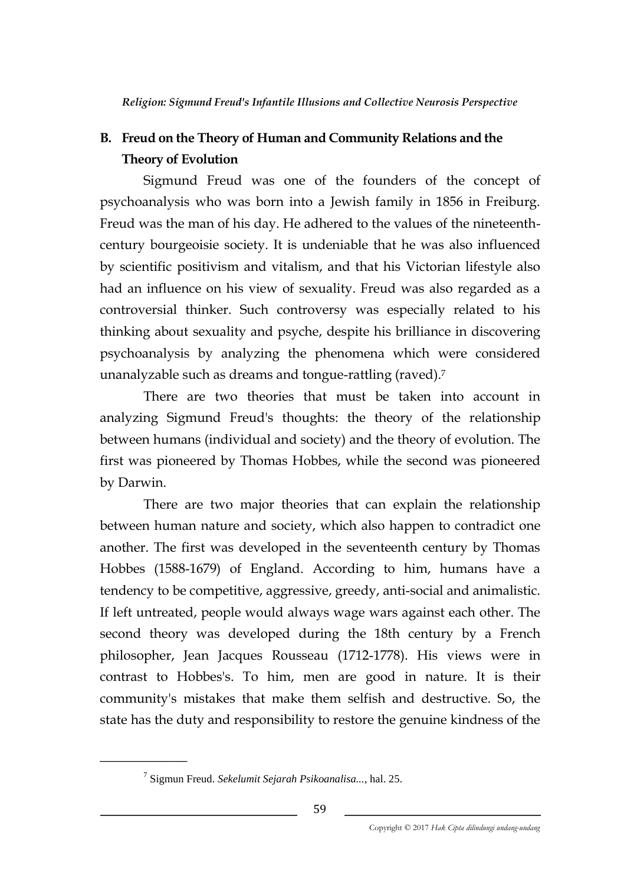## B. Freud on the Theory of Human and Community Relations and the Theory of Evolution

Sigmund Freud was one of the founders of the concept of psychoanalysis who was born into a Jewish family in 1856 in Freiburg. Freud was the man of his day. He adhered to the values of the nineteenth-century bourgeoisie society. It is undeniable that he was also influenced by scientific positivism and vitalism, and that his Victorian lifestyle also had an influence on his view of sexuality. Freud was also regarded as a controversial thinker. Such controversy was especially related to his thinking about sexuality and psyche, despite his brilliance in discovering psychoanalysis by analyzing the phenomena which were considered unanalyzable such as dreams and tongue-rattling (raved).[7]

There are two theories that must be taken into account in analyzing Sigmund Freud's thoughts: the theory of the relationship between humans (individual and society) and the theory of evolution. The first was pioneered by Thomas Hobbes, while the second was pioneered by Darwin.

There are two major theories that can explain the relationship between human nature and society, which also happen to contradict one another. The first was developed in the seventeenth century by Thomas Hobbes (1588-1679) of England. According to him, humans have a tendency to be competitive, aggressive, greedy, anti-social and animalistic. If left untreated, people would always wage wars against each other. The second theory was developed during the 18th century by a French philosopher, Jean Jacques Rousseau (1712-1778). His views were in contrast to Hobbes's. To him, men are good in nature. It is their community's mistakes that make them selfish and destructive. So, the state has the duty and responsibility to restore the genuine kindness of the

---

[7] Sigmun Freud. *Sekelumit Sejarah Psikoanalisa...*, hal. 25.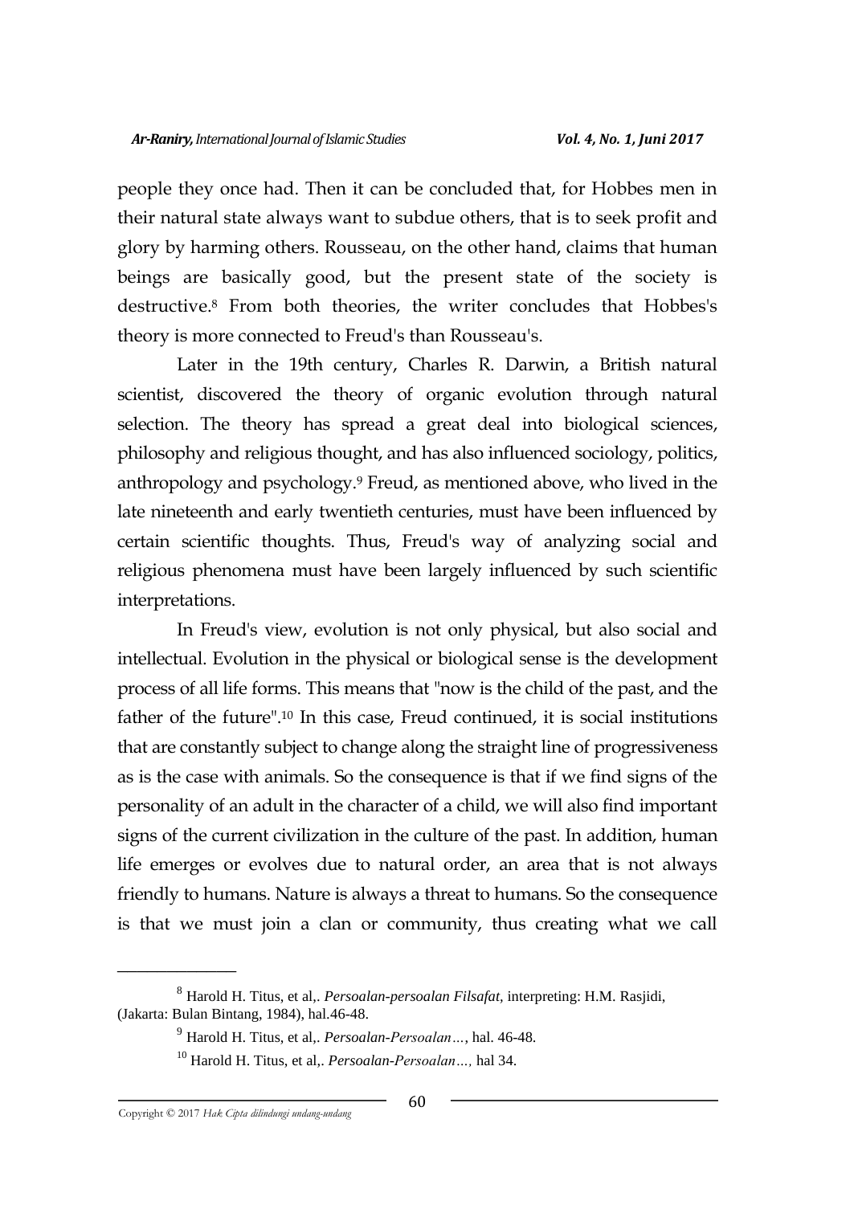people they once had. Then it can be concluded that, for Hobbes men in their natural state always want to subdue others, that is to seek profit and glory by harming others. Rousseau, on the other hand, claims that human beings are basically good, but the present state of the society is destructive.[8] From both theories, the writer concludes that Hobbes's theory is more connected to Freud's than Rousseau's.

Later in the 19th century, Charles R. Darwin, a British natural scientist, discovered the theory of organic evolution through natural selection. The theory has spread a great deal into biological sciences, philosophy and religious thought, and has also influenced sociology, politics, anthropology and psychology.[9] Freud, as mentioned above, who lived in the late nineteenth and early twentieth centuries, must have been influenced by certain scientific thoughts. Thus, Freud's way of analyzing social and religious phenomena must have been largely influenced by such scientific interpretations.

In Freud's view, evolution is not only physical, but also social and intellectual. Evolution in the physical or biological sense is the development process of all life forms. This means that "now is the child of the past, and the father of the future".[10] In this case, Freud continued, it is social institutions that are constantly subject to change along the straight line of progressiveness as is the case with animals. So the consequence is that if we find signs of the personality of an adult in the character of a child, we will also find important signs of the current civilization in the culture of the past. In addition, human life emerges or evolves due to natural order, an area that is not always friendly to humans. Nature is always a threat to humans. So the consequence is that we must join a clan or community, thus creating what we call

---

[8] Harold H. Titus, et al,. *Persoalan-persoalan Filsafat*, interpreting: H.M. Rasjidi, (Jakarta: Bulan Bintang, 1984), hal.46-48.

[9] Harold H. Titus, et al,. *Persoalan-Persoalan…*, hal. 46-48.

[10] Harold H. Titus, et al,. *Persoalan-Persoalan…,* hal 34.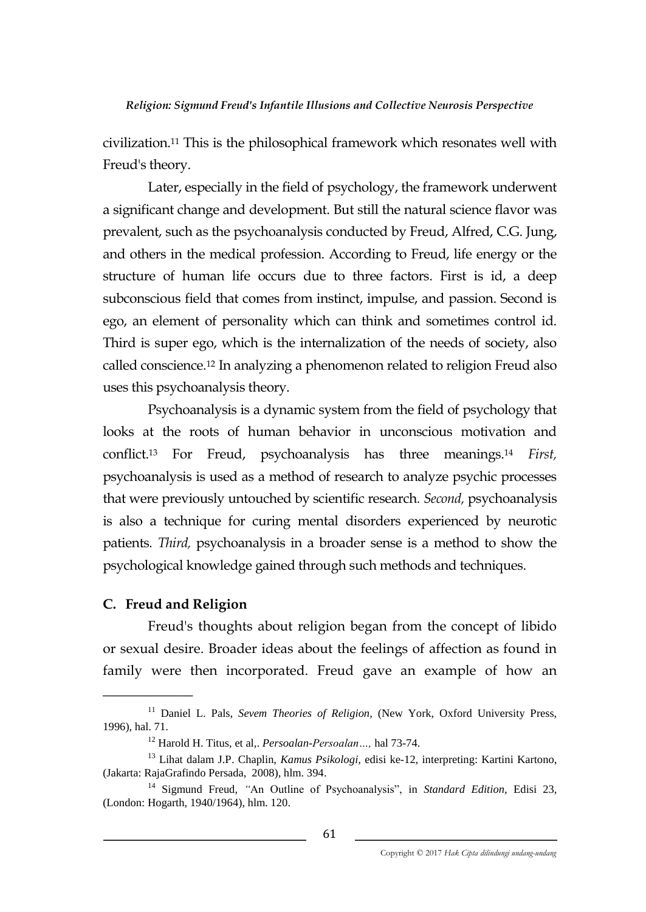civilization.[11] This is the philosophical framework which resonates well with Freud's theory.

Later, especially in the field of psychology, the framework underwent a significant change and development. But still the natural science flavor was prevalent, such as the psychoanalysis conducted by Freud, Alfred, C.G. Jung, and others in the medical profession. According to Freud, life energy or the structure of human life occurs due to three factors. First is id, a deep subconscious field that comes from instinct, impulse, and passion. Second is ego, an element of personality which can think and sometimes control id. Third is super ego, which is the internalization of the needs of society, also called conscience.[12] In analyzing a phenomenon related to religion Freud also uses this psychoanalysis theory.

Psychoanalysis is a dynamic system from the field of psychology that looks at the roots of human behavior in unconscious motivation and conflict.[13] For Freud, psychoanalysis has three meanings.[14] *First,* psychoanalysis is used as a method of research to analyze psychic processes that were previously untouched by scientific research. *Second,* psychoanalysis is also a technique for curing mental disorders experienced by neurotic patients. *Third,* psychoanalysis in a broader sense is a method to show the psychological knowledge gained through such methods and techniques.

## C. Freud and Religion

Freud's thoughts about religion began from the concept of libido or sexual desire. Broader ideas about the feelings of affection as found in family were then incorporated. Freud gave an example of how an

---

[11] Daniel L. Pals, *Sevem Theories of Religion*, (New York, Oxford University Press, 1996), hal. 71.

[12] Harold H. Titus, et al,. *Persoalan-Persoalan…,* hal 73-74.

[13] Lihat dalam J.P. Chaplin, *Kamus Psikologi,* edisi ke-12, interpreting: Kartini Kartono, (Jakarta: RajaGrafindo Persada, 2008), hlm. 394.

[14] Sigmund Freud, "An Outline of Psychoanalysis", in *Standard Edition,* Edisi 23, (London: Hogarth, 1940/1964), hlm. 120.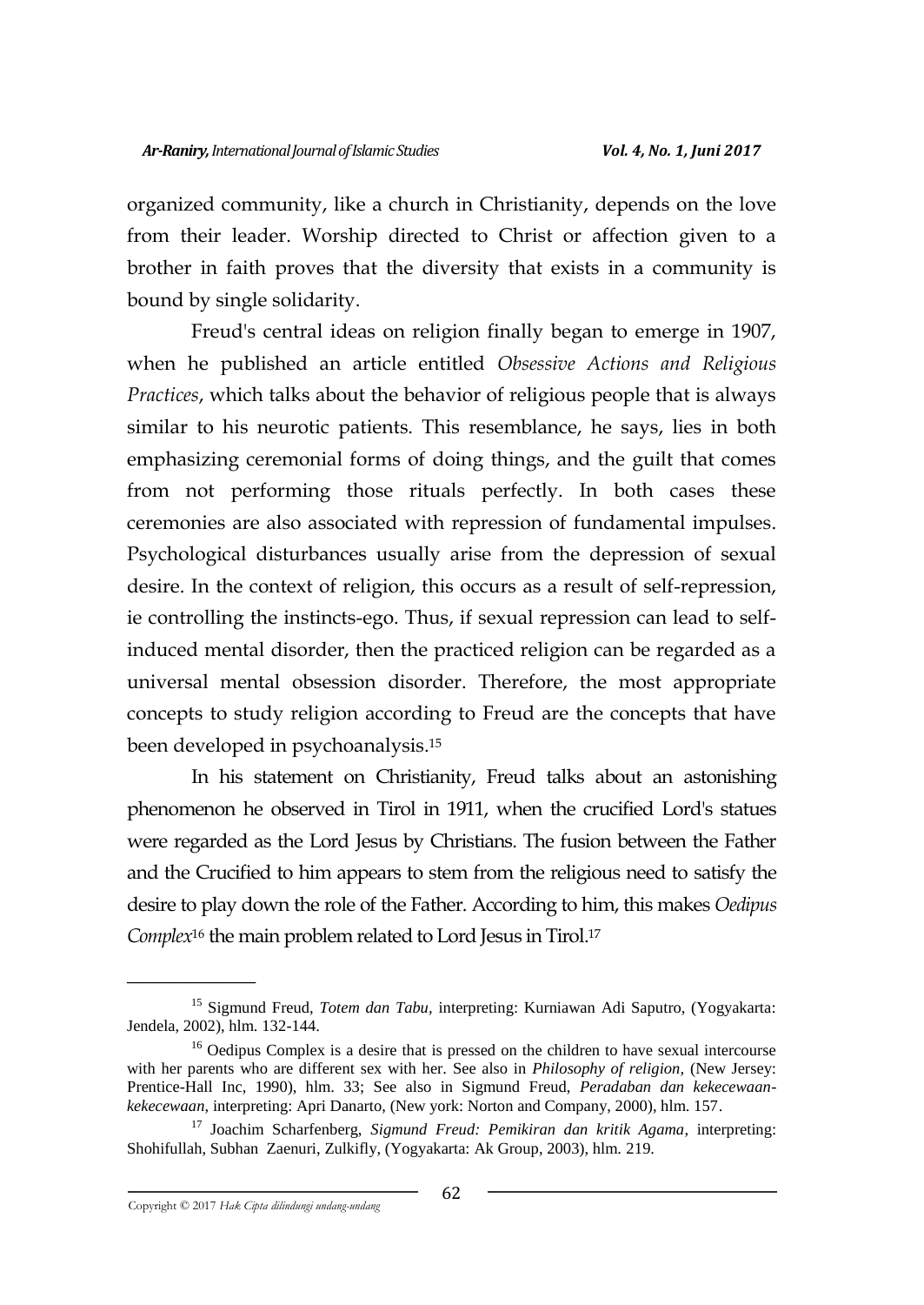organized community, like a church in Christianity, depends on the love from their leader. Worship directed to Christ or affection given to a brother in faith proves that the diversity that exists in a community is bound by single solidarity.

Freud's central ideas on religion finally began to emerge in 1907, when he published an article entitled *Obsessive Actions and Religious Practices*, which talks about the behavior of religious people that is always similar to his neurotic patients. This resemblance, he says, lies in both emphasizing ceremonial forms of doing things, and the guilt that comes from not performing those rituals perfectly. In both cases these ceremonies are also associated with repression of fundamental impulses. Psychological disturbances usually arise from the depression of sexual desire. In the context of religion, this occurs as a result of self-repression, ie controlling the instincts-ego. Thus, if sexual repression can lead to self-induced mental disorder, then the practiced religion can be regarded as a universal mental obsession disorder. Therefore, the most appropriate concepts to study religion according to Freud are the concepts that have been developed in psychoanalysis.[15]

In his statement on Christianity, Freud talks about an astonishing phenomenon he observed in Tirol in 1911, when the crucified Lord's statues were regarded as the Lord Jesus by Christians. The fusion between the Father and the Crucified to him appears to stem from the religious need to satisfy the desire to play down the role of the Father. According to him, this makes *Oedipus Complex*[16] the main problem related to Lord Jesus in Tirol.[17]

---

[15] Sigmund Freud, *Totem dan Tabu*, interpreting: Kurniawan Adi Saputro, (Yogyakarta: Jendela, 2002), hlm. 132-144.

[16] Oedipus Complex is a desire that is pressed on the children to have sexual intercourse with her parents who are different sex with her. See also in *Philosophy of religion*, (New Jersey: Prentice-Hall Inc, 1990), hlm. 33; See also in Sigmund Freud, *Peradaban dan kekecewaan-kekecewaan*, interpreting: Apri Danarto, (New york: Norton and Company, 2000), hlm. 157.

[17] Joachim Scharfenberg, *Sigmund Freud: Pemikiran dan kritik Agama*, interpreting: Shohifullah, Subhan Zaenuri, Zulkifly, (Yogyakarta: Ak Group, 2003), hlm. 219.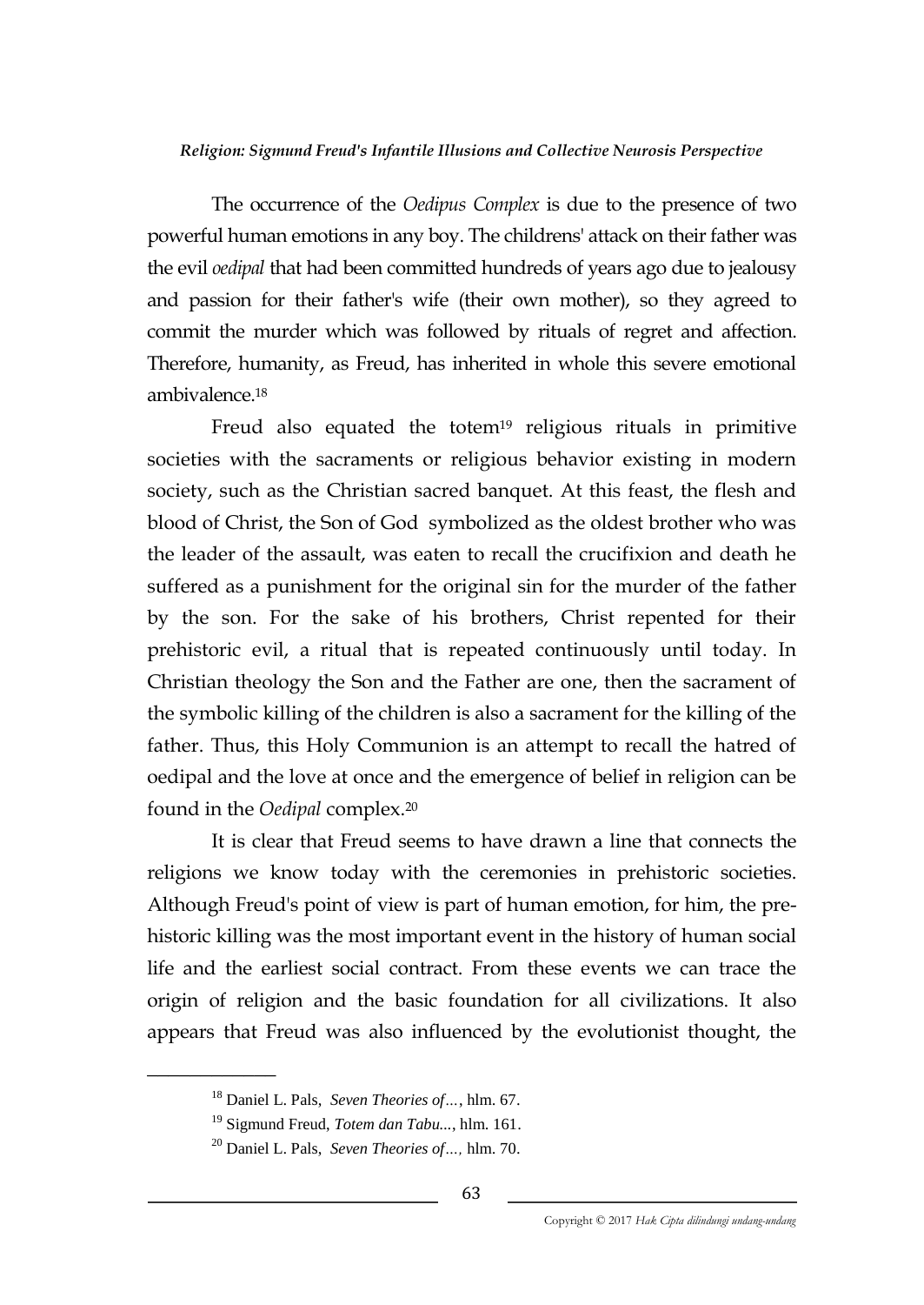The occurrence of the *Oedipus Complex* is due to the presence of two powerful human emotions in any boy. The childrens' attack on their father was the evil *oedipal* that had been committed hundreds of years ago due to jealousy and passion for their father's wife (their own mother), so they agreed to commit the murder which was followed by rituals of regret and affection. Therefore, humanity, as Freud, has inherited in whole this severe emotional ambivalence.[18]

Freud also equated the totem[19] religious rituals in primitive societies with the sacraments or religious behavior existing in modern society, such as the Christian sacred banquet. At this feast, the flesh and blood of Christ, the Son of God symbolized as the oldest brother who was the leader of the assault, was eaten to recall the crucifixion and death he suffered as a punishment for the original sin for the murder of the father by the son. For the sake of his brothers, Christ repented for their prehistoric evil, a ritual that is repeated continuously until today. In Christian theology the Son and the Father are one, then the sacrament of the symbolic killing of the children is also a sacrament for the killing of the father. Thus, this Holy Communion is an attempt to recall the hatred of oedipal and the love at once and the emergence of belief in religion can be found in the *Oedipal* complex.[20]

It is clear that Freud seems to have drawn a line that connects the religions we know today with the ceremonies in prehistoric societies. Although Freud's point of view is part of human emotion, for him, the prehistoric killing was the most important event in the history of human social life and the earliest social contract. From these events we can trace the origin of religion and the basic foundation for all civilizations. It also appears that Freud was also influenced by the evolutionist thought, the

---

[18] Daniel L. Pals, *Seven Theories of…*, hlm. 67.

[19] Sigmund Freud, *Totem dan Tabu...*, hlm. 161.

[20] Daniel L. Pals, *Seven Theories of…,* hlm. 70.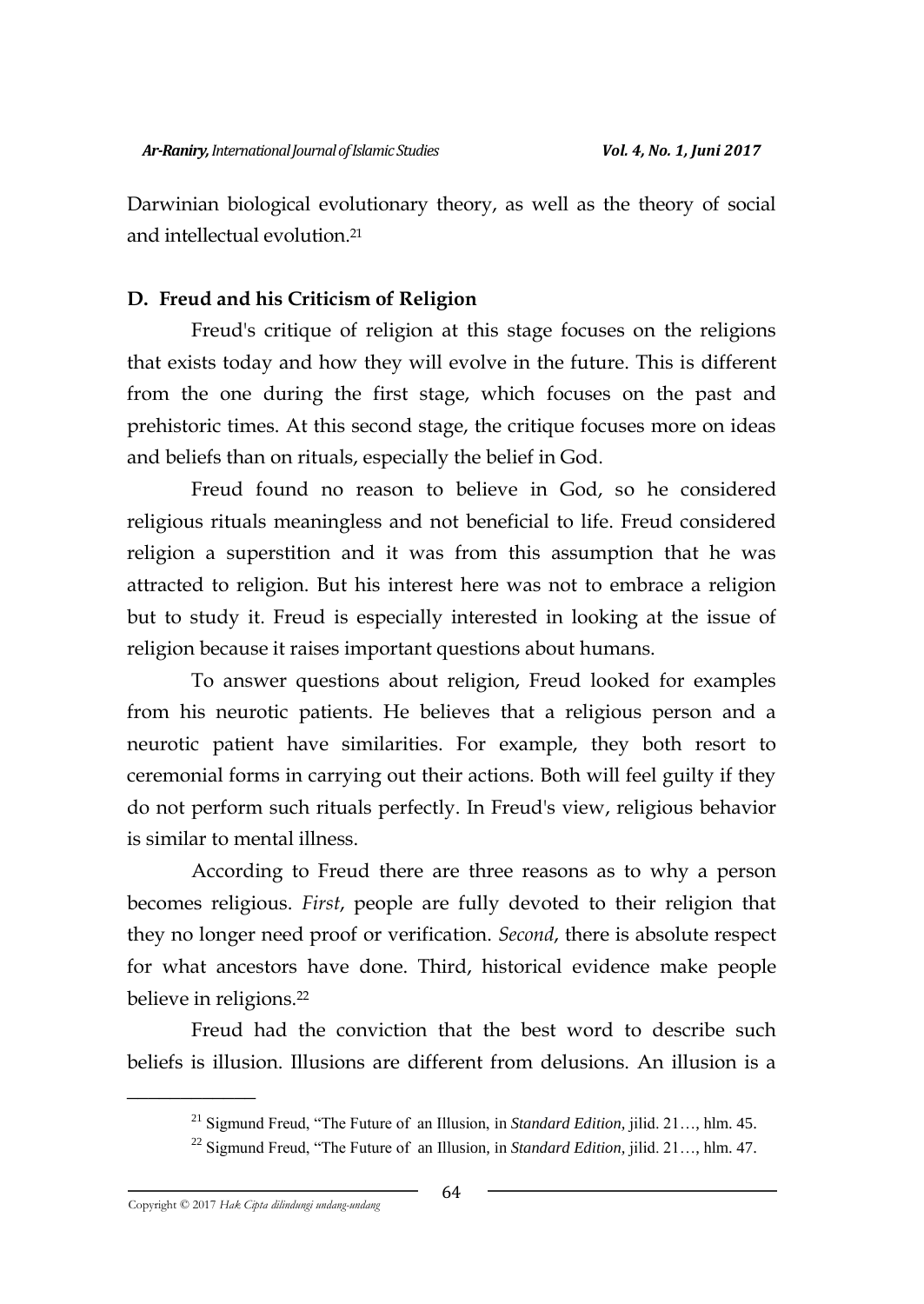Darwinian biological evolutionary theory, as well as the theory of social and intellectual evolution.[21]

### D. Freud and his Criticism of Religion

Freud's critique of religion at this stage focuses on the religions that exists today and how they will evolve in the future. This is different from the one during the first stage, which focuses on the past and prehistoric times. At this second stage, the critique focuses more on ideas and beliefs than on rituals, especially the belief in God.

Freud found no reason to believe in God, so he considered religious rituals meaningless and not beneficial to life. Freud considered religion a superstition and it was from this assumption that he was attracted to religion. But his interest here was not to embrace a religion but to study it. Freud is especially interested in looking at the issue of religion because it raises important questions about humans.

To answer questions about religion, Freud looked for examples from his neurotic patients. He believes that a religious person and a neurotic patient have similarities. For example, they both resort to ceremonial forms in carrying out their actions. Both will feel guilty if they do not perform such rituals perfectly. In Freud's view, religious behavior is similar to mental illness.

According to Freud there are three reasons as to why a person becomes religious. *First*, people are fully devoted to their religion that they no longer need proof or verification. *Second*, there is absolute respect for what ancestors have done. Third, historical evidence make people believe in religions.[22]

Freud had the conviction that the best word to describe such beliefs is illusion. Illusions are different from delusions. An illusion is a

---

[21] Sigmund Freud, "The Future of an Illusion, in *Standard Edition*, jilid. 21…, hlm. 45.

[22] Sigmund Freud, "The Future of an Illusion, in *Standard Edition*, jilid. 21…, hlm. 47.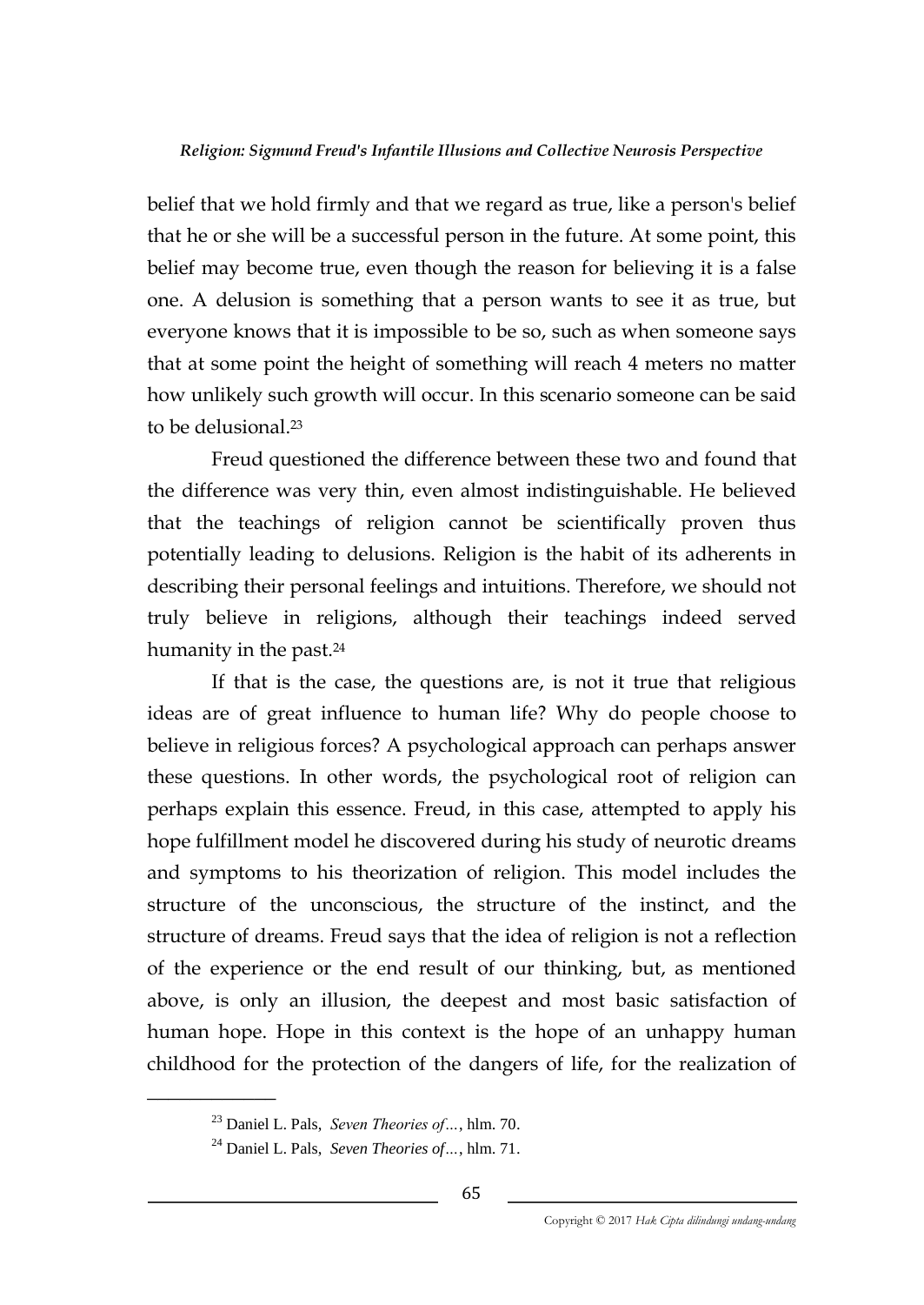belief that we hold firmly and that we regard as true, like a person's belief that he or she will be a successful person in the future. At some point, this belief may become true, even though the reason for believing it is a false one. A delusion is something that a person wants to see it as true, but everyone knows that it is impossible to be so, such as when someone says that at some point the height of something will reach 4 meters no matter how unlikely such growth will occur. In this scenario someone can be said to be delusional.[23]

Freud questioned the difference between these two and found that the difference was very thin, even almost indistinguishable. He believed that the teachings of religion cannot be scientifically proven thus potentially leading to delusions. Religion is the habit of its adherents in describing their personal feelings and intuitions. Therefore, we should not truly believe in religions, although their teachings indeed served humanity in the past.[24]

If that is the case, the questions are, is not it true that religious ideas are of great influence to human life? Why do people choose to believe in religious forces? A psychological approach can perhaps answer these questions. In other words, the psychological root of religion can perhaps explain this essence. Freud, in this case, attempted to apply his hope fulfillment model he discovered during his study of neurotic dreams and symptoms to his theorization of religion. This model includes the structure of the unconscious, the structure of the instinct, and the structure of dreams. Freud says that the idea of religion is not a reflection of the experience or the end result of our thinking, but, as mentioned above, is only an illusion, the deepest and most basic satisfaction of human hope. Hope in this context is the hope of an unhappy human childhood for the protection of the dangers of life, for the realization of

---

[23] Daniel L. Pals, *Seven Theories of…*, hlm. 70.

[24] Daniel L. Pals, *Seven Theories of…*, hlm. 71.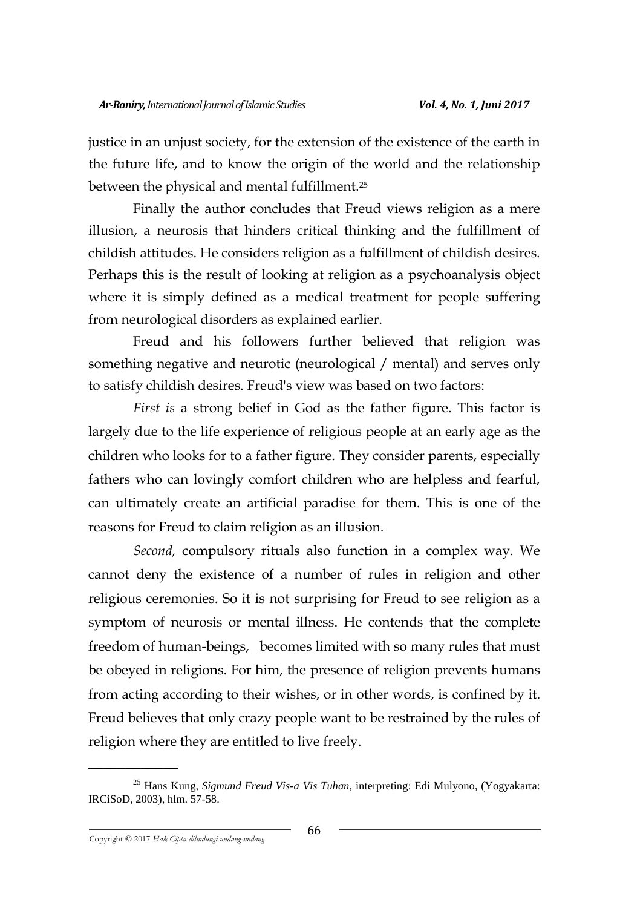justice in an unjust society, for the extension of the existence of the earth in the future life, and to know the origin of the world and the relationship between the physical and mental fulfillment.[25]

Finally the author concludes that Freud views religion as a mere illusion, a neurosis that hinders critical thinking and the fulfillment of childish attitudes. He considers religion as a fulfillment of childish desires. Perhaps this is the result of looking at religion as a psychoanalysis object where it is simply defined as a medical treatment for people suffering from neurological disorders as explained earlier.

Freud and his followers further believed that religion was something negative and neurotic (neurological / mental) and serves only to satisfy childish desires. Freud's view was based on two factors:

*First is* a strong belief in God as the father figure. This factor is largely due to the life experience of religious people at an early age as the children who looks for to a father figure. They consider parents, especially fathers who can lovingly comfort children who are helpless and fearful, can ultimately create an artificial paradise for them. This is one of the reasons for Freud to claim religion as an illusion.

*Second,* compulsory rituals also function in a complex way. We cannot deny the existence of a number of rules in religion and other religious ceremonies. So it is not surprising for Freud to see religion as a symptom of neurosis or mental illness. He contends that the complete freedom of human-beings, becomes limited with so many rules that must be obeyed in religions. For him, the presence of religion prevents humans from acting according to their wishes, or in other words, is confined by it. Freud believes that only crazy people want to be restrained by the rules of religion where they are entitled to live freely.

---

[25] Hans Kung, *Sigmund Freud Vis-a Vis Tuhan,* interpreting: Edi Mulyono, (Yogyakarta: IRCiSoD, 2003), hlm. 57-58.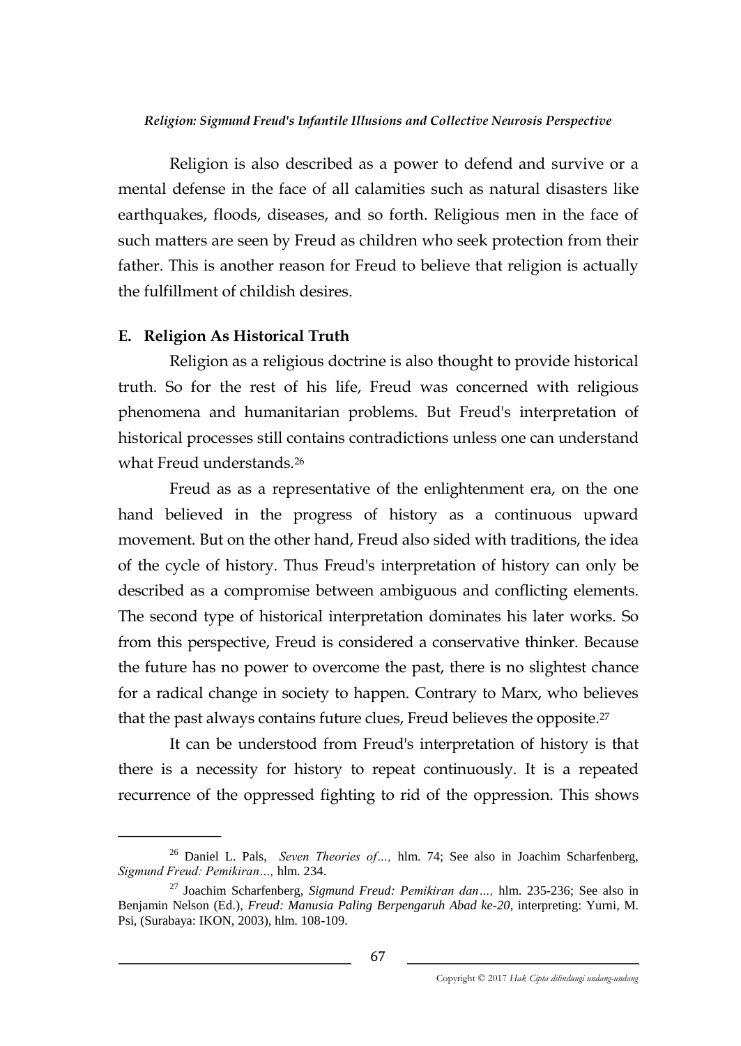Religion is also described as a power to defend and survive or a mental defense in the face of all calamities such as natural disasters like earthquakes, floods, diseases, and so forth. Religious men in the face of such matters are seen by Freud as children who seek protection from their father. This is another reason for Freud to believe that religion is actually the fulfillment of childish desires.

## E. Religion As Historical Truth

Religion as a religious doctrine is also thought to provide historical truth. So for the rest of his life, Freud was concerned with religious phenomena and humanitarian problems. But Freud's interpretation of historical processes still contains contradictions unless one can understand what Freud understands.[26]

Freud as as a representative of the enlightenment era, on the one hand believed in the progress of history as a continuous upward movement. But on the other hand, Freud also sided with traditions, the idea of the cycle of history. Thus Freud's interpretation of history can only be described as a compromise between ambiguous and conflicting elements. The second type of historical interpretation dominates his later works. So from this perspective, Freud is considered a conservative thinker. Because the future has no power to overcome the past, there is no slightest chance for a radical change in society to happen. Contrary to Marx, who believes that the past always contains future clues, Freud believes the opposite.[27]

It can be understood from Freud's interpretation of history is that there is a necessity for history to repeat continuously. It is a repeated recurrence of the oppressed fighting to rid of the oppression. This shows

---

[26] Daniel L. Pals, *Seven Theories of…,* hlm. 74; See also in Joachim Scharfenberg, *Sigmund Freud: Pemikiran…,* hlm. 234.

[27] Joachim Scharfenberg, *Sigmund Freud: Pemikiran dan…,* hlm. 235-236; See also in Benjamin Nelson (Ed.), *Freud: Manusia Paling Berpengaruh Abad ke-20,* interpreting: Yurni, M. Psi, (Surabaya: IKON, 2003), hlm. 108-109.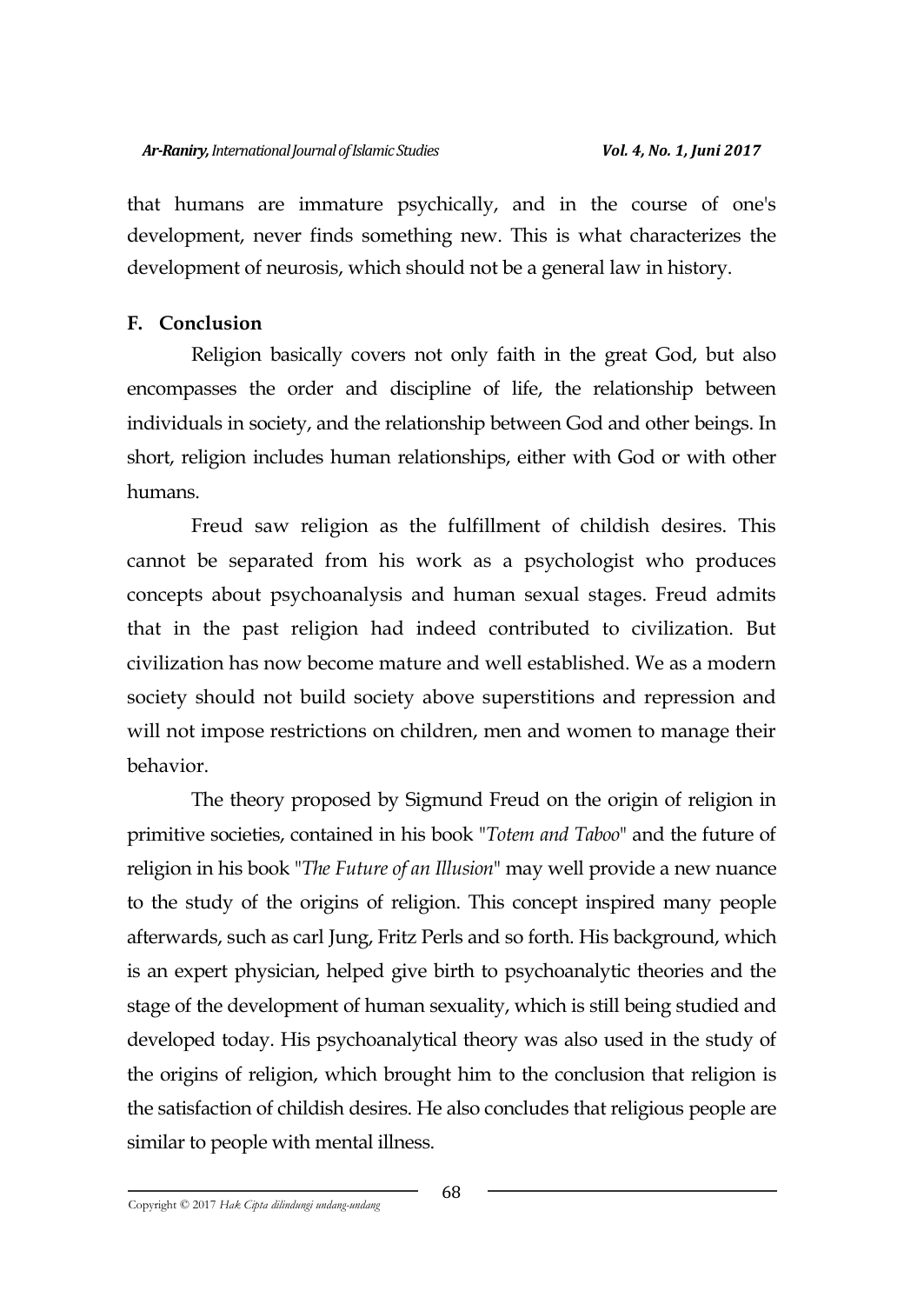that humans are immature psychically, and in the course of one's development, never finds something new. This is what characterizes the development of neurosis, which should not be a general law in history.

## F. Conclusion

Religion basically covers not only faith in the great God, but also encompasses the order and discipline of life, the relationship between individuals in society, and the relationship between God and other beings. In short, religion includes human relationships, either with God or with other humans.

Freud saw religion as the fulfillment of childish desires. This cannot be separated from his work as a psychologist who produces concepts about psychoanalysis and human sexual stages. Freud admits that in the past religion had indeed contributed to civilization. But civilization has now become mature and well established. We as a modern society should not build society above superstitions and repression and will not impose restrictions on children, men and women to manage their behavior.

The theory proposed by Sigmund Freud on the origin of religion in primitive societies, contained in his book "*Totem and Taboo*" and the future of religion in his book "*The Future of an Illusion*" may well provide a new nuance to the study of the origins of religion. This concept inspired many people afterwards, such as carl Jung, Fritz Perls and so forth. His background, which is an expert physician, helped give birth to psychoanalytic theories and the stage of the development of human sexuality, which is still being studied and developed today. His psychoanalytical theory was also used in the study of the origins of religion, which brought him to the conclusion that religion is the satisfaction of childish desires. He also concludes that religious people are similar to people with mental illness.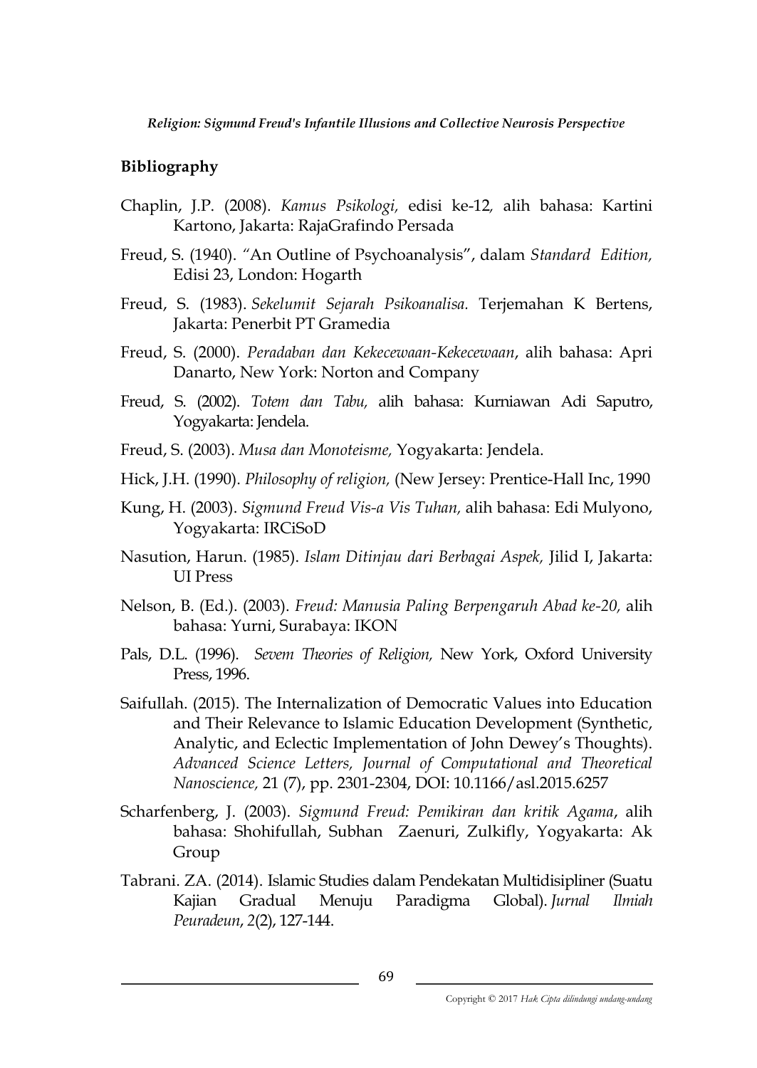## Bibliography

Chaplin, J.P. (2008). *Kamus Psikologi,* edisi ke-12*,* alih bahasa: Kartini Kartono, Jakarta: RajaGrafindo Persada

Freud, S. (1940). "An Outline of Psychoanalysis", dalam *Standard Edition,* Edisi 23, London: Hogarth

Freud, S. (1983). *Sekelumit Sejarah Psikoanalisa.* Terjemahan K Bertens, Jakarta: Penerbit PT Gramedia

Freud, S. (2000). *Peradaban dan Kekecewaan-Kekecewaan*, alih bahasa: Apri Danarto, New York: Norton and Company

Freud, S. (2002). *Totem dan Tabu,* alih bahasa: Kurniawan Adi Saputro, Yogyakarta: Jendela.

Freud, S. (2003). *Musa dan Monoteisme,* Yogyakarta: Jendela.

Hick, J.H. (1990). *Philosophy of religion,* (New Jersey: Prentice-Hall Inc, 1990

Kung, H. (2003). *Sigmund Freud Vis-a Vis Tuhan,* alih bahasa: Edi Mulyono, Yogyakarta: IRCiSoD

Nasution, Harun. (1985). *Islam Ditinjau dari Berbagai Aspek,* Jilid I, Jakarta: UI Press

Nelson, B. (Ed.). (2003). *Freud: Manusia Paling Berpengaruh Abad ke-20,* alih bahasa: Yurni, Surabaya: IKON

Pals, D.L. (1996). *Sevem Theories of Religion,* New York, Oxford University Press, 1996.

Saifullah. (2015). The Internalization of Democratic Values into Education and Their Relevance to Islamic Education Development (Synthetic, Analytic, and Eclectic Implementation of John Dewey's Thoughts). *Advanced Science Letters, Journal of Computational and Theoretical Nanoscience,* 21 (7), pp. 2301-2304, DOI: 10.1166/asl.2015.6257

Scharfenberg, J. (2003). *Sigmund Freud: Pemikiran dan kritik Agama*, alih bahasa: Shohifullah, Subhan Zaenuri, Zulkifly, Yogyakarta: Ak Group

Tabrani. ZA. (2014). Islamic Studies dalam Pendekatan Multidisipliner (Suatu Kajian Gradual Menuju Paradigma Global). *Jurnal Ilmiah Peuradeun*, *2*(2), 127-144.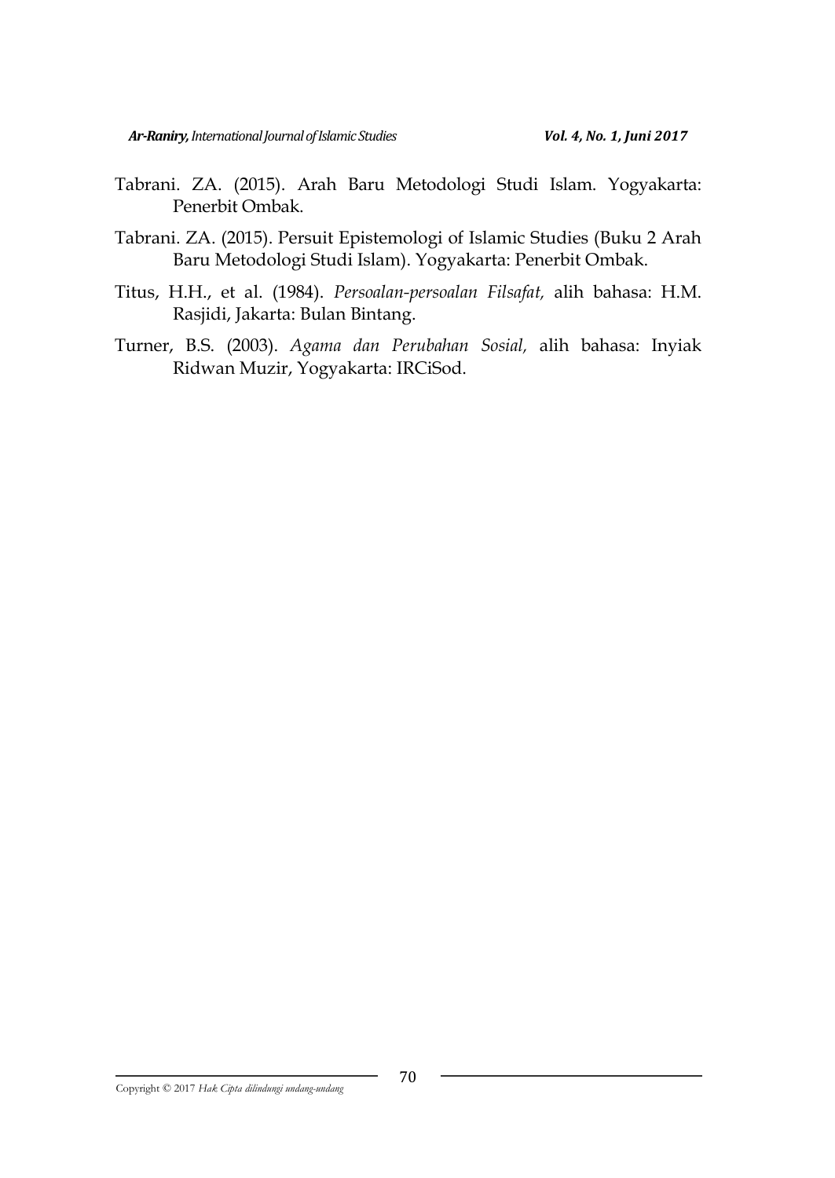Tabrani. ZA. (2015). Arah Baru Metodologi Studi Islam. Yogyakarta: Penerbit Ombak.

Tabrani. ZA. (2015). Persuit Epistemologi of Islamic Studies (Buku 2 Arah Baru Metodologi Studi Islam). Yogyakarta: Penerbit Ombak.

Titus, H.H., et al. (1984). *Persoalan-persoalan Filsafat,* alih bahasa: H.M. Rasjidi, Jakarta: Bulan Bintang.

Turner, B.S. (2003). *Agama dan Perubahan Sosial,* alih bahasa: Inyiak Ridwan Muzir, Yogyakarta: IRCiSod.